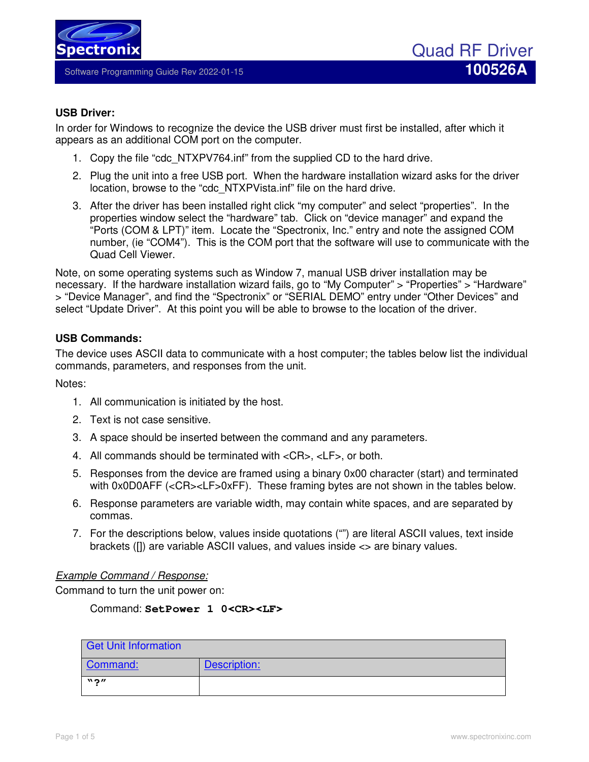# Quad RF Driver

## 100526A

Software Programming Guide Rev 2022-01-15

**USB Driver:**

In order for Windows to recognize the device the USB driver must first be installed, after which it appears as an additional COM port on the computer.

1. Copy the file "cdc_NTXPV764.inf" from the supplied CD to the hard drive.
2. Plug the unit into a free USB port. When the hardware installation wizard asks for the driver location, browse to the "cdc_NTXPVista.inf" file on the hard drive.
3. After the driver has been installed right click "my computer" and select "properties". In the properties window select the "hardware" tab. Click on "device manager" and expand the "Ports (COM & LPT)" item. Locate the "Spectronix, Inc." entry and note the assigned COM number, (ie "COM4"). This is the COM port that the software will use to communicate with the Quad Cell Viewer.

Note, on some operating systems such as Window 7, manual USB driver installation may be necessary. If the hardware installation wizard fails, go to "My Computer" > "Properties" > "Hardware" > "Device Manager", and find the "Spectronix" or "SERIAL DEMO" entry under "Other Devices" and select "Update Driver". At this point you will be able to browse to the location of the driver.

**USB Commands:**

The device uses ASCII data to communicate with a host computer; the tables below list the individual commands, parameters, and responses from the unit.

Notes:

1. All communication is initiated by the host.
2. Text is not case sensitive.
3. A space should be inserted between the command and any parameters.
4. All commands should be terminated with <CR>, <LF>, or both.
5. Responses from the device are framed using a binary 0x00 character (start) and terminated with 0x0D0AFF (<CR><LF>0xFF). These framing bytes are not shown in the tables below.
6. Response parameters are variable width, may contain white spaces, and are separated by commas.
7. For the descriptions below, values inside quotations ("") are literal ASCII values, text inside brackets ([]) are variable ASCII values, and values inside <> are binary values.

*Example Command / Response:*

Command to turn the unit power on:

Command: **SetPower 1 0<CR><LF>**

| Get Unit Information | |
|---|---|
| Command: | Description: |
| **"?"** | |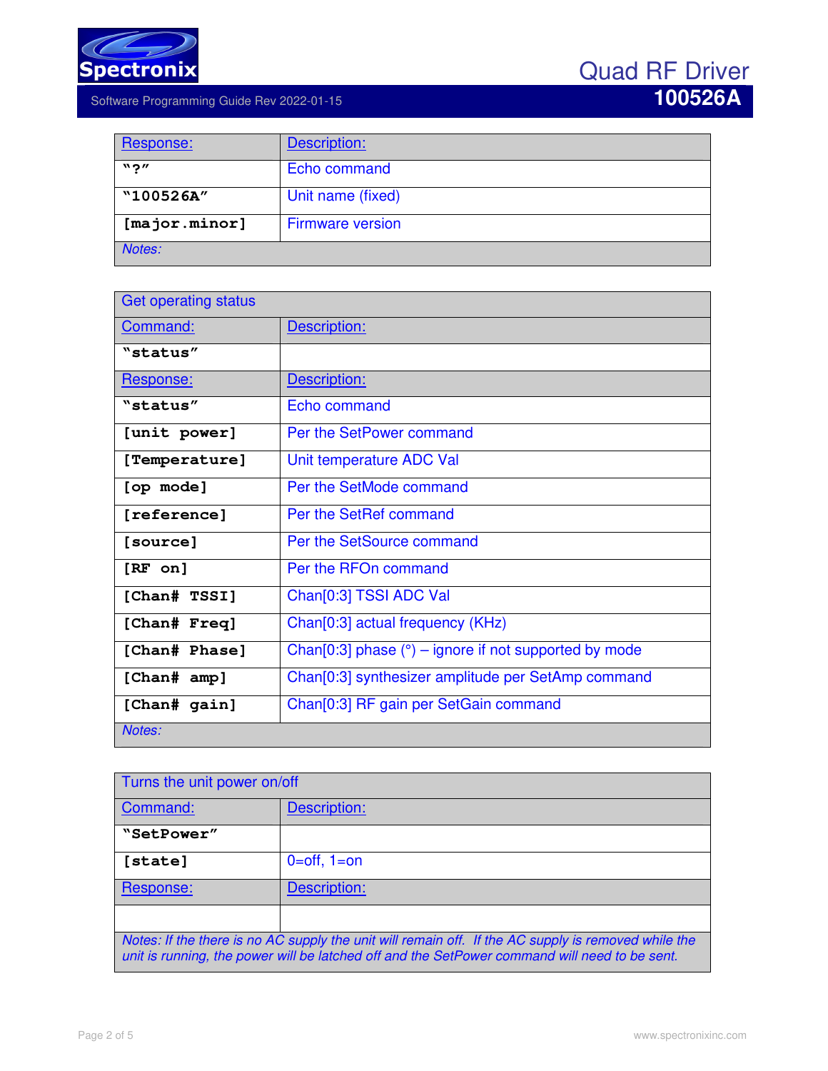| Response: | Description: |
|---|---|
| **"?"** | Echo command |
| **"100526A"** | Unit name (fixed) |
| **[major.minor]** | Firmware version |
| *Notes:* | |

| Get operating status | |
|---|---|
| Command: | Description: |
| **"status"** | |
| Response: | Description: |
| **"status"** | Echo command |
| **[unit power]** | Per the SetPower command |
| **[Temperature]** | Unit temperature ADC Val |
| **[op mode]** | Per the SetMode command |
| **[reference]** | Per the SetRef command |
| **[source]** | Per the SetSource command |
| **[RF on]** | Per the RFOn command |
| **[Chan# TSSI]** | Chan[0:3] TSSI ADC Val |
| **[Chan# Freq]** | Chan[0:3] actual frequency (KHz) |
| **[Chan# Phase]** | Chan[0:3] phase (°) – ignore if not supported by mode |
| **[Chan# amp]** | Chan[0:3] synthesizer amplitude per SetAmp command |
| **[Chan# gain]** | Chan[0:3] RF gain per SetGain command |
| *Notes:* | |

| Turns the unit power on/off | |
|---|---|
| Command: | Description: |
| **"SetPower"** | |
| **[state]** | 0=off, 1=on |
| Response: | Description: |
| | |
| *Notes: If the there is no AC supply the unit will remain off. If the AC supply is removed while the unit is running, the power will be latched off and the SetPower command will need to be sent.* | |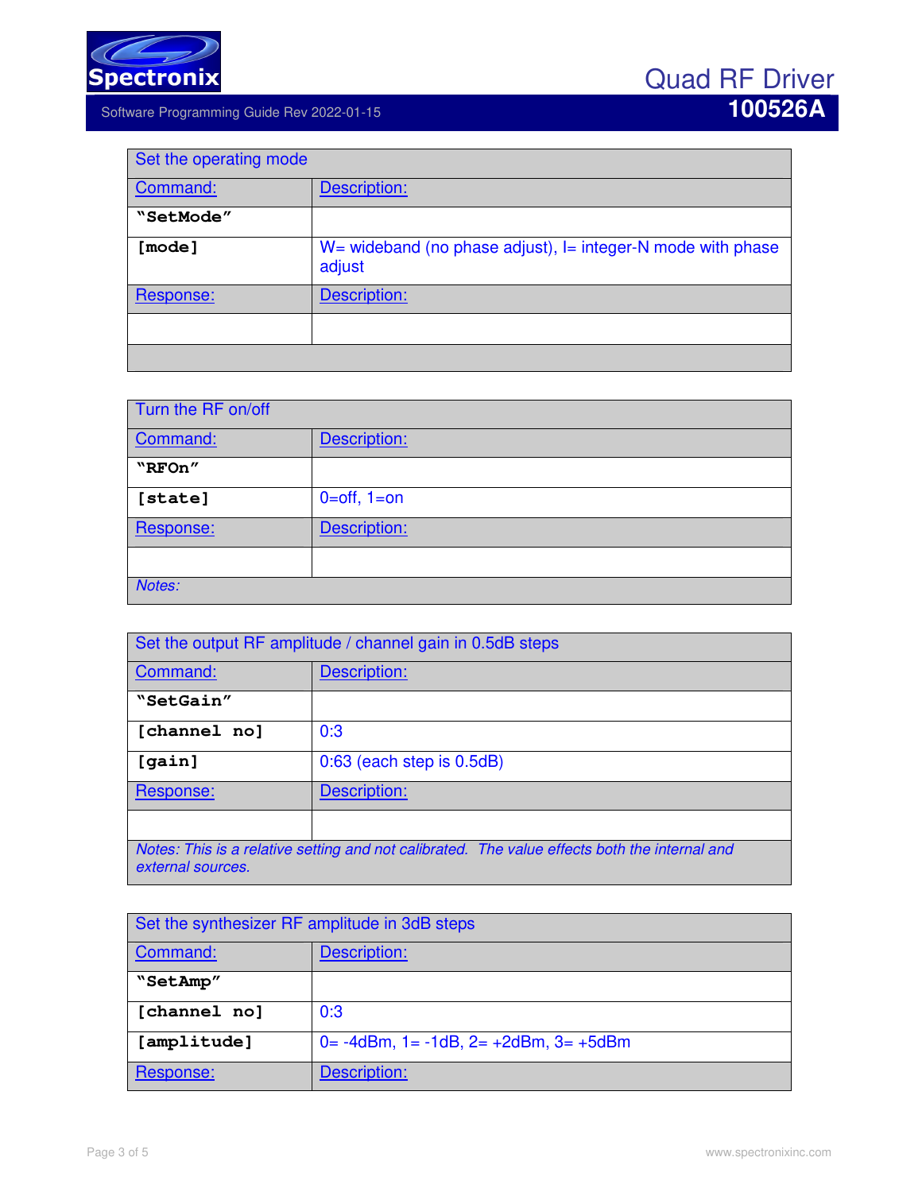| Set the operating mode | |
|---|---|
| Command: | Description: |
| **"SetMode"** | |
| **[mode]** | W= wideband (no phase adjust), I= integer-N mode with phase adjust |
| Response: | Description: |
| | |
| | |

| Turn the RF on/off | |
|---|---|
| Command: | Description: |
| **"RFOn"** | |
| **[state]** | 0=off, 1=on |
| Response: | Description: |
| | |
| *Notes:* | |

| Set the output RF amplitude / channel gain in 0.5dB steps | |
|---|---|
| Command: | Description: |
| **"SetGain"** | |
| **[channel no]** | 0:3 |
| **[gain]** | 0:63 (each step is 0.5dB) |
| Response: | Description: |
| | |
| *Notes: This is a relative setting and not calibrated. The value effects both the internal and external sources.* | |

| Set the synthesizer RF amplitude in 3dB steps | |
|---|---|
| Command: | Description: |
| **"SetAmp"** | |
| **[channel no]** | 0:3 |
| **[amplitude]** | 0= -4dBm, 1= -1dB, 2= +2dBm, 3= +5dBm |
| Response: | Description: |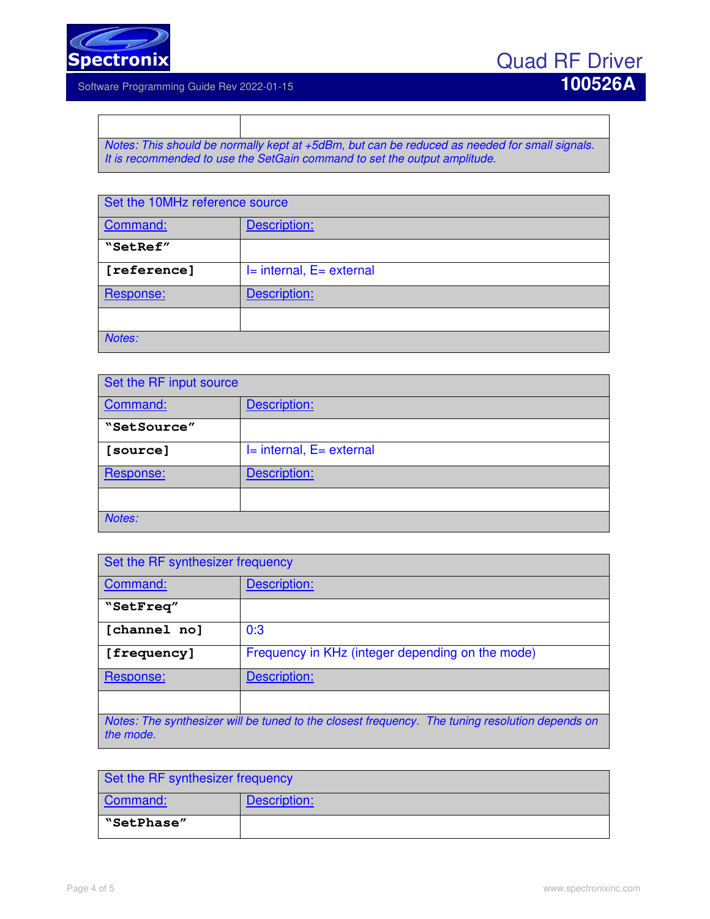| | |
|---|---|
| | |
| *Notes: This should be normally kept at +5dBm, but can be reduced as needed for small signals. It is recommended to use the SetGain command to set the output amplitude.* | |

| Set the 10MHz reference source | |
|---|---|
| Command: | Description: |
| **"SetRef"** | |
| **[reference]** | I= internal, E= external |
| Response: | Description: |
| | |
| *Notes:* | |

| Set the RF input source | |
|---|---|
| Command: | Description: |
| **"SetSource"** | |
| **[source]** | I= internal, E= external |
| Response: | Description: |
| | |
| *Notes:* | |

| Set the RF synthesizer frequency | |
|---|---|
| Command: | Description: |
| **"SetFreq"** | |
| **[channel no]** | 0:3 |
| **[frequency]** | Frequency in KHz (integer depending on the mode) |
| Response: | Description: |
| | |
| *Notes: The synthesizer will be tuned to the closest frequency. The tuning resolution depends on the mode.* | |

| Set the RF synthesizer frequency | |
|---|---|
| Command: | Description: |
| **"SetPhase"** | |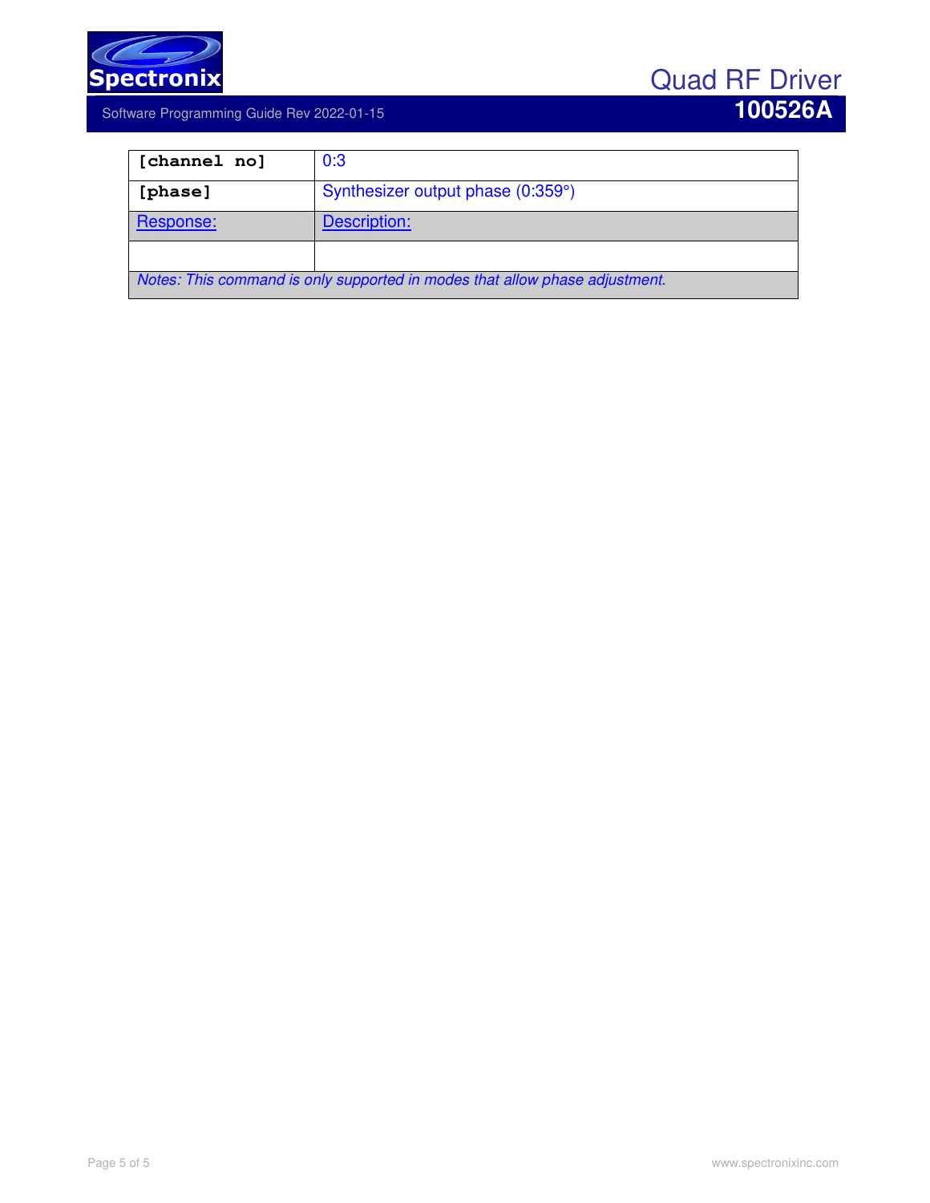| | |
|---|---|
| **[channel no]** | 0:3 |
| **[phase]** | Synthesizer output phase (0:359°) |
| Response: | Description: |
| | |
| *Notes: This command is only supported in modes that allow phase adjustment.* | |